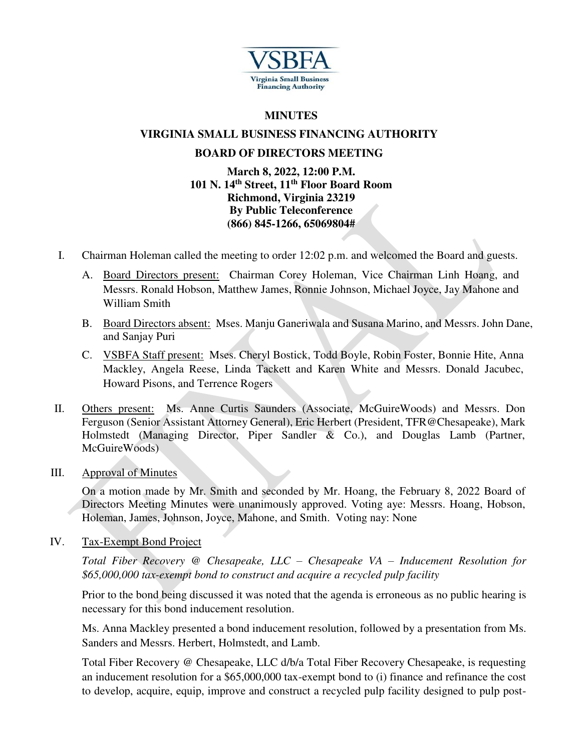VSBFA
Virginia Small Business Financing Authority

**MINUTES**

**VIRGINIA SMALL BUSINESS FINANCING AUTHORITY**

**BOARD OF DIRECTORS MEETING**

**March 8, 2022, 12:00 P.M.**
**101 N. 14th Street, 11th Floor Board Room**
**Richmond, Virginia 23219**
**By Public Teleconference**
**(866) 845-1266, 65069804#**

I. Chairman Holeman called the meeting to order 12:02 p.m. and welcomed the Board and guests.

   A. Board Directors present: Chairman Corey Holeman, Vice Chairman Linh Hoang, and Messrs. Ronald Hobson, Matthew James, Ronnie Johnson, Michael Joyce, Jay Mahone and William Smith

   B. Board Directors absent: Mses. Manju Ganeriwala and Susana Marino, and Messrs. John Dane, and Sanjay Puri

   C. VSBFA Staff present: Mses. Cheryl Bostick, Todd Boyle, Robin Foster, Bonnie Hite, Anna Mackley, Angela Reese, Linda Tackett and Karen White and Messrs. Donald Jacubec, Howard Pisons, and Terrence Rogers

II. Others present: Ms. Anne Curtis Saunders (Associate, McGuireWoods) and Messrs. Don Ferguson (Senior Assistant Attorney General), Eric Herbert (President, TFR@Chesapeake), Mark Holmstedt (Managing Director, Piper Sandler & Co.), and Douglas Lamb (Partner, McGuireWoods)

III. Approval of Minutes

On a motion made by Mr. Smith and seconded by Mr. Hoang, the February 8, 2022 Board of Directors Meeting Minutes were unanimously approved. Voting aye: Messrs. Hoang, Hobson, Holeman, James, Johnson, Joyce, Mahone, and Smith. Voting nay: None

IV. Tax-Exempt Bond Project

*Total Fiber Recovery @ Chesapeake, LLC – Chesapeake VA – Inducement Resolution for $65,000,000 tax-exempt bond to construct and acquire a recycled pulp facility*

Prior to the bond being discussed it was noted that the agenda is erroneous as no public hearing is necessary for this bond inducement resolution.

Ms. Anna Mackley presented a bond inducement resolution, followed by a presentation from Ms. Sanders and Messrs. Herbert, Holmstedt, and Lamb.

Total Fiber Recovery @ Chesapeake, LLC d/b/a Total Fiber Recovery Chesapeake, is requesting an inducement resolution for a $65,000,000 tax-exempt bond to (i) finance and refinance the cost to develop, acquire, equip, improve and construct a recycled pulp facility designed to pulp post-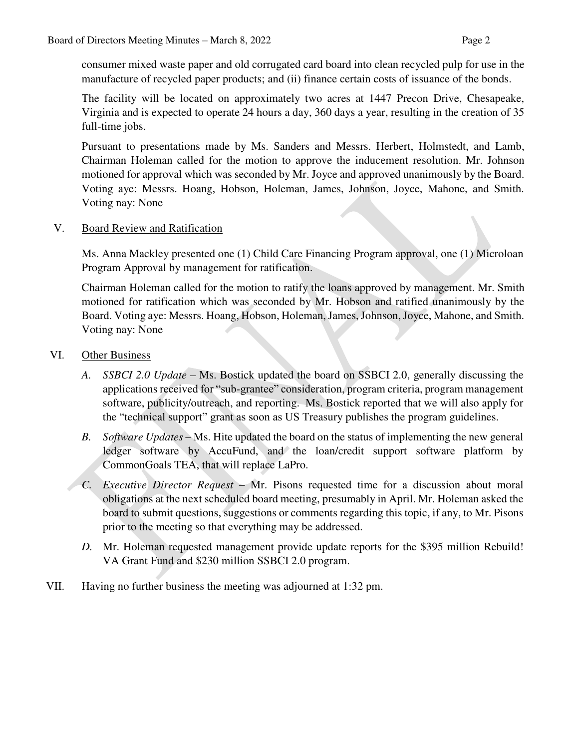consumer mixed waste paper and old corrugated card board into clean recycled pulp for use in the manufacture of recycled paper products; and (ii) finance certain costs of issuance of the bonds.

The facility will be located on approximately two acres at 1447 Precon Drive, Chesapeake, Virginia and is expected to operate 24 hours a day, 360 days a year, resulting in the creation of 35 full-time jobs.

Pursuant to presentations made by Ms. Sanders and Messrs. Herbert, Holmstedt, and Lamb, Chairman Holeman called for the motion to approve the inducement resolution. Mr. Johnson motioned for approval which was seconded by Mr. Joyce and approved unanimously by the Board. Voting aye: Messrs. Hoang, Hobson, Holeman, James, Johnson, Joyce, Mahone, and Smith. Voting nay: None

V. Board Review and Ratification

Ms. Anna Mackley presented one (1) Child Care Financing Program approval, one (1) Microloan Program Approval by management for ratification.

Chairman Holeman called for the motion to ratify the loans approved by management. Mr. Smith motioned for ratification which was seconded by Mr. Hobson and ratified unanimously by the Board. Voting aye: Messrs. Hoang, Hobson, Holeman, James, Johnson, Joyce, Mahone, and Smith. Voting nay: None

VI. Other Business

*A. SSBCI 2.0 Update* – Ms. Bostick updated the board on SSBCI 2.0, generally discussing the applications received for "sub-grantee" consideration, program criteria, program management software, publicity/outreach, and reporting. Ms. Bostick reported that we will also apply for the "technical support" grant as soon as US Treasury publishes the program guidelines.

*B. Software Updates* – Ms. Hite updated the board on the status of implementing the new general ledger software by AccuFund, and the loan/credit support software platform by CommonGoals TEA, that will replace LaPro.

*C. Executive Director Request* – Mr. Pisons requested time for a discussion about moral obligations at the next scheduled board meeting, presumably in April. Mr. Holeman asked the board to submit questions, suggestions or comments regarding this topic, if any, to Mr. Pisons prior to the meeting so that everything may be addressed.

*D.* Mr. Holeman requested management provide update reports for the $395 million Rebuild! VA Grant Fund and $230 million SSBCI 2.0 program.

VII. Having no further business the meeting was adjourned at 1:32 pm.